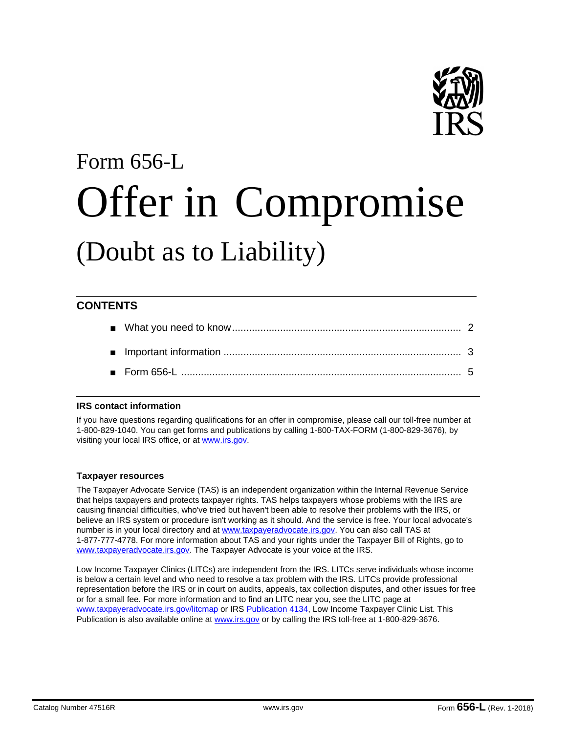Form 656-L

# Offer in Compromise

## (Doubt as to Liability)

## CONTENTS

- What you need to know .................................................................................. 2
- Important information .................................................................................... 3
- Form 656-L .................................................................................................... 5

### IRS contact information

If you have questions regarding qualifications for an offer in compromise, please call our toll-free number at 1-800-829-1040. You can get forms and publications by calling 1-800-TAX-FORM (1-800-829-3676), by visiting your local IRS office, or at www.irs.gov.

### Taxpayer resources

The Taxpayer Advocate Service (TAS) is an independent organization within the Internal Revenue Service that helps taxpayers and protects taxpayer rights. TAS helps taxpayers whose problems with the IRS are causing financial difficulties, who've tried but haven't been able to resolve their problems with the IRS, or believe an IRS system or procedure isn't working as it should. And the service is free. Your local advocate's number is in your local directory and at www.taxpayeradvocate.irs.gov. You can also call TAS at 1-877-777-4778. For more information about TAS and your rights under the Taxpayer Bill of Rights, go to www.taxpayeradvocate.irs.gov. The Taxpayer Advocate is your voice at the IRS.

Low Income Taxpayer Clinics (LITCs) are independent from the IRS. LITCs serve individuals whose income is below a certain level and who need to resolve a tax problem with the IRS. LITCs provide professional representation before the IRS or in court on audits, appeals, tax collection disputes, and other issues for free or for a small fee. For more information and to find an LITC near you, see the LITC page at www.taxpayeradvocate.irs.gov/litcmap or IRS Publication 4134, Low Income Taxpayer Clinic List. This Publication is also available online at www.irs.gov or by calling the IRS toll-free at 1-800-829-3676.

Catalog Number 47516R www.irs.gov Form **656-L** (Rev. 1-2018)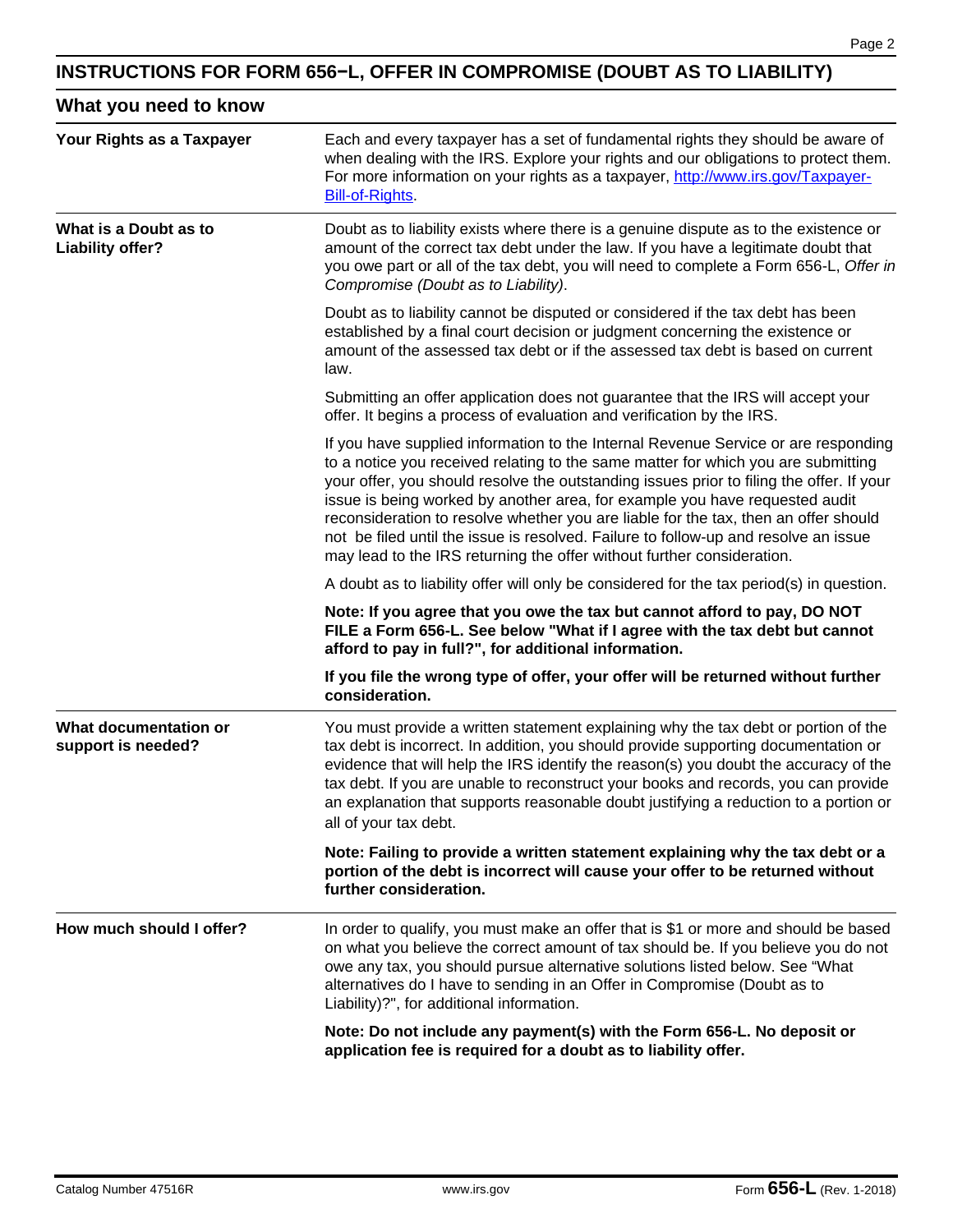# INSTRUCTIONS FOR FORM 656−L, OFFER IN COMPROMISE (DOUBT AS TO LIABILITY)

## What you need to know

### Your Rights as a Taxpayer

Each and every taxpayer has a set of fundamental rights they should be aware of when dealing with the IRS. Explore your rights and our obligations to protect them. For more information on your rights as a taxpayer, http://www.irs.gov/Taxpayer-Bill-of-Rights.

### What is a Doubt as to Liability offer?

Doubt as to liability exists where there is a genuine dispute as to the existence or amount of the correct tax debt under the law. If you have a legitimate doubt that you owe part or all of the tax debt, you will need to complete a Form 656-L, *Offer in Compromise (Doubt as to Liability)*.

Doubt as to liability cannot be disputed or considered if the tax debt has been established by a final court decision or judgment concerning the existence or amount of the assessed tax debt or if the assessed tax debt is based on current law.

Submitting an offer application does not guarantee that the IRS will accept your offer. It begins a process of evaluation and verification by the IRS.

If you have supplied information to the Internal Revenue Service or are responding to a notice you received relating to the same matter for which you are submitting your offer, you should resolve the outstanding issues prior to filing the offer. If your issue is being worked by another area, for example you have requested audit reconsideration to resolve whether you are liable for the tax, then an offer should not be filed until the issue is resolved. Failure to follow-up and resolve an issue may lead to the IRS returning the offer without further consideration.

A doubt as to liability offer will only be considered for the tax period(s) in question.

**Note: If you agree that you owe the tax but cannot afford to pay, DO NOT FILE a Form 656-L. See below "What if I agree with the tax debt but cannot afford to pay in full?", for additional information.**

**If you file the wrong type of offer, your offer will be returned without further consideration.**

### What documentation or support is needed?

You must provide a written statement explaining why the tax debt or portion of the tax debt is incorrect. In addition, you should provide supporting documentation or evidence that will help the IRS identify the reason(s) you doubt the accuracy of the tax debt. If you are unable to reconstruct your books and records, you can provide an explanation that supports reasonable doubt justifying a reduction to a portion or all of your tax debt.

**Note: Failing to provide a written statement explaining why the tax debt or a portion of the debt is incorrect will cause your offer to be returned without further consideration.**

### How much should I offer?

In order to qualify, you must make an offer that is $1 or more and should be based on what you believe the correct amount of tax should be. If you believe you do not owe any tax, you should pursue alternative solutions listed below. See "What alternatives do I have to sending in an Offer in Compromise (Doubt as to Liability)?", for additional information.

**Note: Do not include any payment(s) with the Form 656-L. No deposit or application fee is required for a doubt as to liability offer.**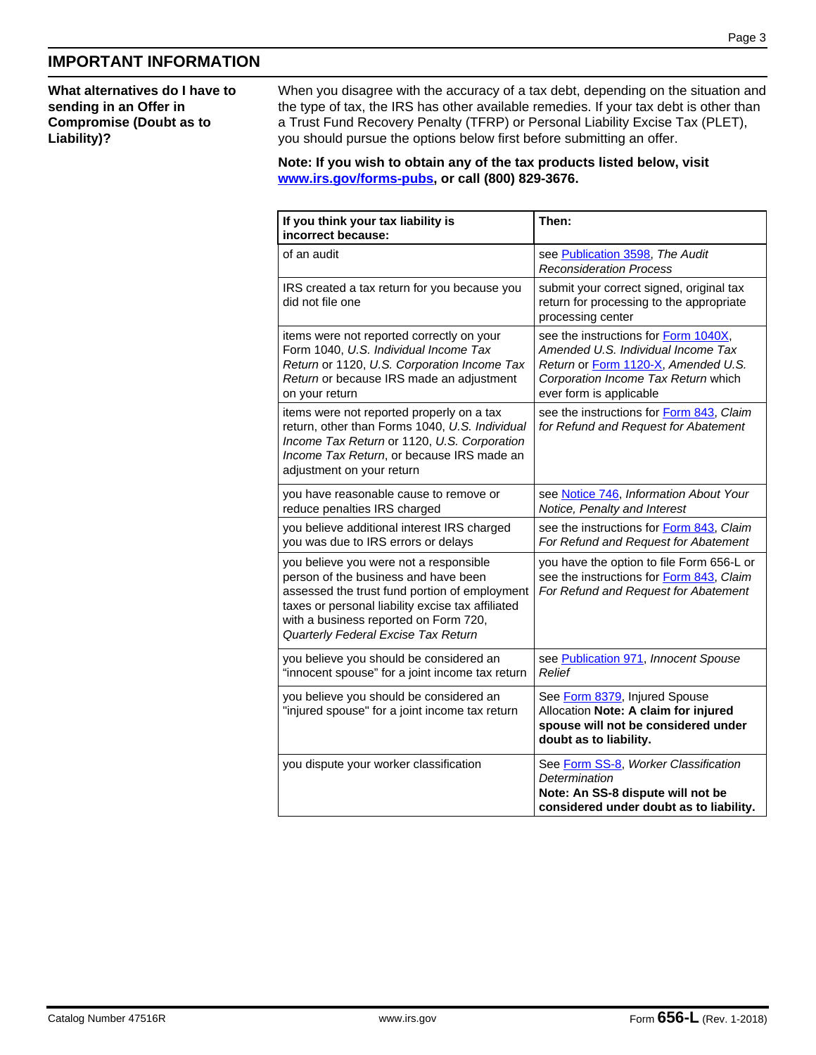## IMPORTANT INFORMATION

**What alternatives do I have to sending in an Offer in Compromise (Doubt as to Liability)?**

When you disagree with the accuracy of a tax debt, depending on the situation and the type of tax, the IRS has other available remedies. If your tax debt is other than a Trust Fund Recovery Penalty (TFRP) or Personal Liability Excise Tax (PLET), you should pursue the options below first before submitting an offer.

**Note: If you wish to obtain any of the tax products listed below, visit www.irs.gov/forms-pubs, or call (800) 829-3676.**

| If you think your tax liability is incorrect because: | Then: |
|---|---|
| of an audit | see Publication 3598, *The Audit Reconsideration Process* |
| IRS created a tax return for you because you did not file one | submit your correct signed, original tax return for processing to the appropriate processing center |
| items were not reported correctly on your Form 1040, *U.S. Individual Income Tax Return* or 1120, *U.S. Corporation Income Tax Return* or because IRS made an adjustment on your return | see the instructions for Form 1040X, *Amended U.S. Individual Income Tax Return* or Form 1120-X, *Amended U.S. Corporation Income Tax Return* which ever form is applicable |
| items were not reported properly on a tax return, other than Forms 1040, *U.S. Individual Income Tax Return* or 1120, *U.S. Corporation Income Tax Return*, or because IRS made an adjustment on your return | see the instructions for Form 843, *Claim for Refund and Request for Abatement* |
| you have reasonable cause to remove or reduce penalties IRS charged | see Notice 746, *Information About Your Notice, Penalty and Interest* |
| you believe additional interest IRS charged you was due to IRS errors or delays | see the instructions for Form 843, *Claim For Refund and Request for Abatement* |
| you believe you were not a responsible person of the business and have been assessed the trust fund portion of employment taxes or personal liability excise tax affiliated with a business reported on Form 720, *Quarterly Federal Excise Tax Return* | you have the option to file Form 656-L or see the instructions for Form 843, *Claim For Refund and Request for Abatement* |
| you believe you should be considered an “innocent spouse” for a joint income tax return | see Publication 971, *Innocent Spouse Relief* |
| you believe you should be considered an "injured spouse" for a joint income tax return | See Form 8379, Injured Spouse Allocation **Note: A claim for injured spouse will not be considered under doubt as to liability.** |
| you dispute your worker classification | See Form SS-8, *Worker Classification Determination* **Note: An SS-8 dispute will not be considered under doubt as to liability.** |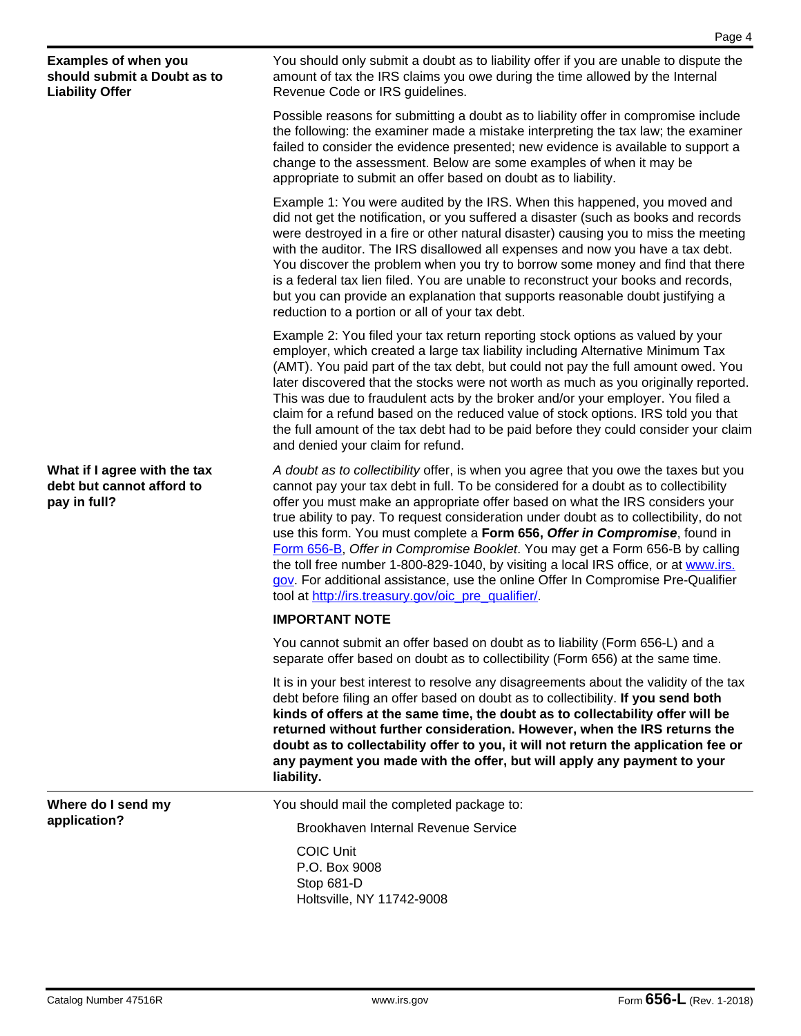### Examples of when you should submit a Doubt as to Liability Offer

You should only submit a doubt as to liability offer if you are unable to dispute the amount of tax the IRS claims you owe during the time allowed by the Internal Revenue Code or IRS guidelines.

Possible reasons for submitting a doubt as to liability offer in compromise include the following: the examiner made a mistake interpreting the tax law; the examiner failed to consider the evidence presented; new evidence is available to support a change to the assessment. Below are some examples of when it may be appropriate to submit an offer based on doubt as to liability.

Example 1: You were audited by the IRS. When this happened, you moved and did not get the notification, or you suffered a disaster (such as books and records were destroyed in a fire or other natural disaster) causing you to miss the meeting with the auditor. The IRS disallowed all expenses and now you have a tax debt. You discover the problem when you try to borrow some money and find that there is a federal tax lien filed. You are unable to reconstruct your books and records, but you can provide an explanation that supports reasonable doubt justifying a reduction to a portion or all of your tax debt.

Example 2: You filed your tax return reporting stock options as valued by your employer, which created a large tax liability including Alternative Minimum Tax (AMT). You paid part of the tax debt, but could not pay the full amount owed. You later discovered that the stocks were not worth as much as you originally reported. This was due to fraudulent acts by the broker and/or your employer. You filed a claim for a refund based on the reduced value of stock options. IRS told you that the full amount of the tax debt had to be paid before they could consider your claim and denied your claim for refund.

### What if I agree with the tax debt but cannot afford to pay in full?

*A doubt as to collectibility* offer, is when you agree that you owe the taxes but you cannot pay your tax debt in full. To be considered for a doubt as to collectibility offer you must make an appropriate offer based on what the IRS considers your true ability to pay. To request consideration under doubt as to collectibility, do not use this form. You must complete a **Form 656, *Offer in Compromise***, found in Form 656-B, *Offer in Compromise Booklet*. You may get a Form 656-B by calling the toll free number 1-800-829-1040, by visiting a local IRS office, or at www.irs.gov. For additional assistance, use the online Offer In Compromise Pre-Qualifier tool at http://irs.treasury.gov/oic_pre_qualifier/.

**IMPORTANT NOTE**

You cannot submit an offer based on doubt as to liability (Form 656-L) and a separate offer based on doubt as to collectibility (Form 656) at the same time.

It is in your best interest to resolve any disagreements about the validity of the tax debt before filing an offer based on doubt as to collectibility. **If you send both kinds of offers at the same time, the doubt as to collectability offer will be returned without further consideration. However, when the IRS returns the doubt as to collectability offer to you, it will not return the application fee or any payment you made with the offer, but will apply any payment to your liability.**

### Where do I send my application?

You should mail the completed package to:

Brookhaven Internal Revenue Service

COIC Unit
P.O. Box 9008
Stop 681-D
Holtsville, NY 11742-9008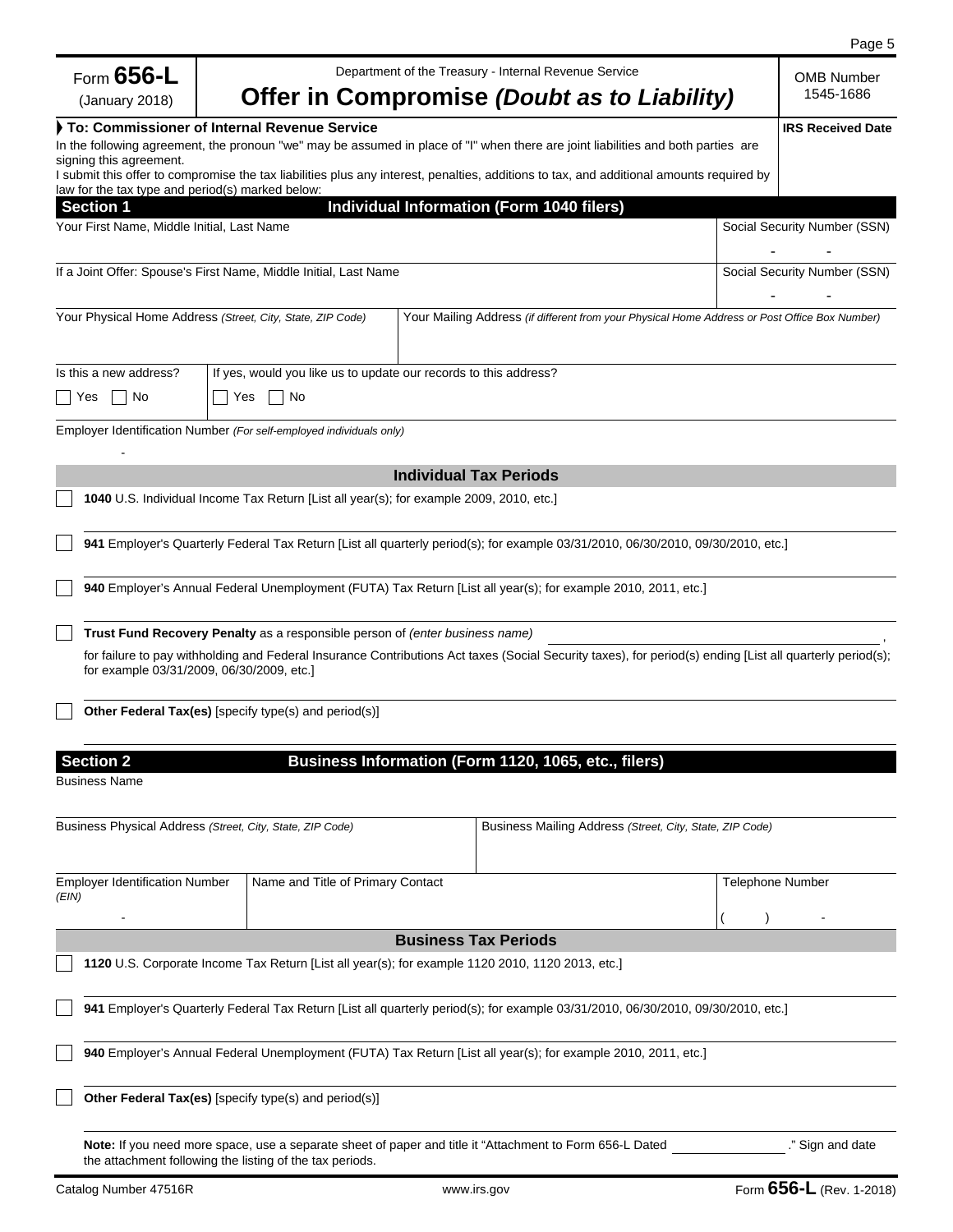Form **656-L**
(January 2018)

Department of the Treasury - Internal Revenue Service

# Offer in Compromise *(Doubt as to Liability)*

OMB Number 1545-1686

**To: Commissioner of Internal Revenue Service**

**IRS Received Date**

In the following agreement, the pronoun "we" may be assumed in place of "I" when there are joint liabilities and both parties are signing this agreement.

I submit this offer to compromise the tax liabilities plus any interest, penalties, additions to tax, and additional amounts required by law for the tax type and period(s) marked below:

## Section 1 Individual Information (Form 1040 filers)

| Your First Name, Middle Initial, Last Name | Social Security Number (SSN) |
|---|---|
| | - - |
| If a Joint Offer: Spouse's First Name, Middle Initial, Last Name | Social Security Number (SSN) |
| | - - |

| Your Physical Home Address *(Street, City, State, ZIP Code)* | Your Mailing Address *(if different from your Physical Home Address or Post Office Box Number)* |
|---|---|
| | |

| Is this a new address? | If yes, would you like us to update our records to this address? |
|---|---|
| ☐ Yes ☐ No | ☐ Yes ☐ No |

Employer Identification Number *(For self-employed individuals only)*

-

### Individual Tax Periods

☐ **1040** U.S. Individual Income Tax Return [List all year(s); for example 2009, 2010, etc.]

☐ **941** Employer's Quarterly Federal Tax Return [List all quarterly period(s); for example 03/31/2010, 06/30/2010, 09/30/2010, etc.]

☐ **940** Employer's Annual Federal Unemployment (FUTA) Tax Return [List all year(s); for example 2010, 2011, etc.]

☐ **Trust Fund Recovery Penalty** as a responsible person of *(enter business name)* ______________________,
for failure to pay withholding and Federal Insurance Contributions Act taxes (Social Security taxes), for period(s) ending [List all quarterly period(s); for example 03/31/2009, 06/30/2009, etc.]

☐ **Other Federal Tax(es)** [specify type(s) and period(s)]

## Section 2 Business Information (Form 1120, 1065, etc., filers)

Business Name

| Business Physical Address *(Street, City, State, ZIP Code)* | Business Mailing Address *(Street, City, State, ZIP Code)* |
|---|---|
| | |

| Employer Identification Number *(EIN)* | Name and Title of Primary Contact | Telephone Number |
|---|---|---|
| - | | ( ) - |

### Business Tax Periods

☐ **1120** U.S. Corporate Income Tax Return [List all year(s); for example 1120 2010, 1120 2013, etc.]

☐ **941** Employer's Quarterly Federal Tax Return [List all quarterly period(s); for example 03/31/2010, 06/30/2010, 09/30/2010, etc.]

☐ **940** Employer's Annual Federal Unemployment (FUTA) Tax Return [List all year(s); for example 2010, 2011, etc.]

☐ **Other Federal Tax(es)** [specify type(s) and period(s)]

**Note:** If you need more space, use a separate sheet of paper and title it "Attachment to Form 656-L Dated ______________." Sign and date the attachment following the listing of the tax periods.

Catalog Number 47516R www.irs.gov Form **656-L** (Rev. 1-2018)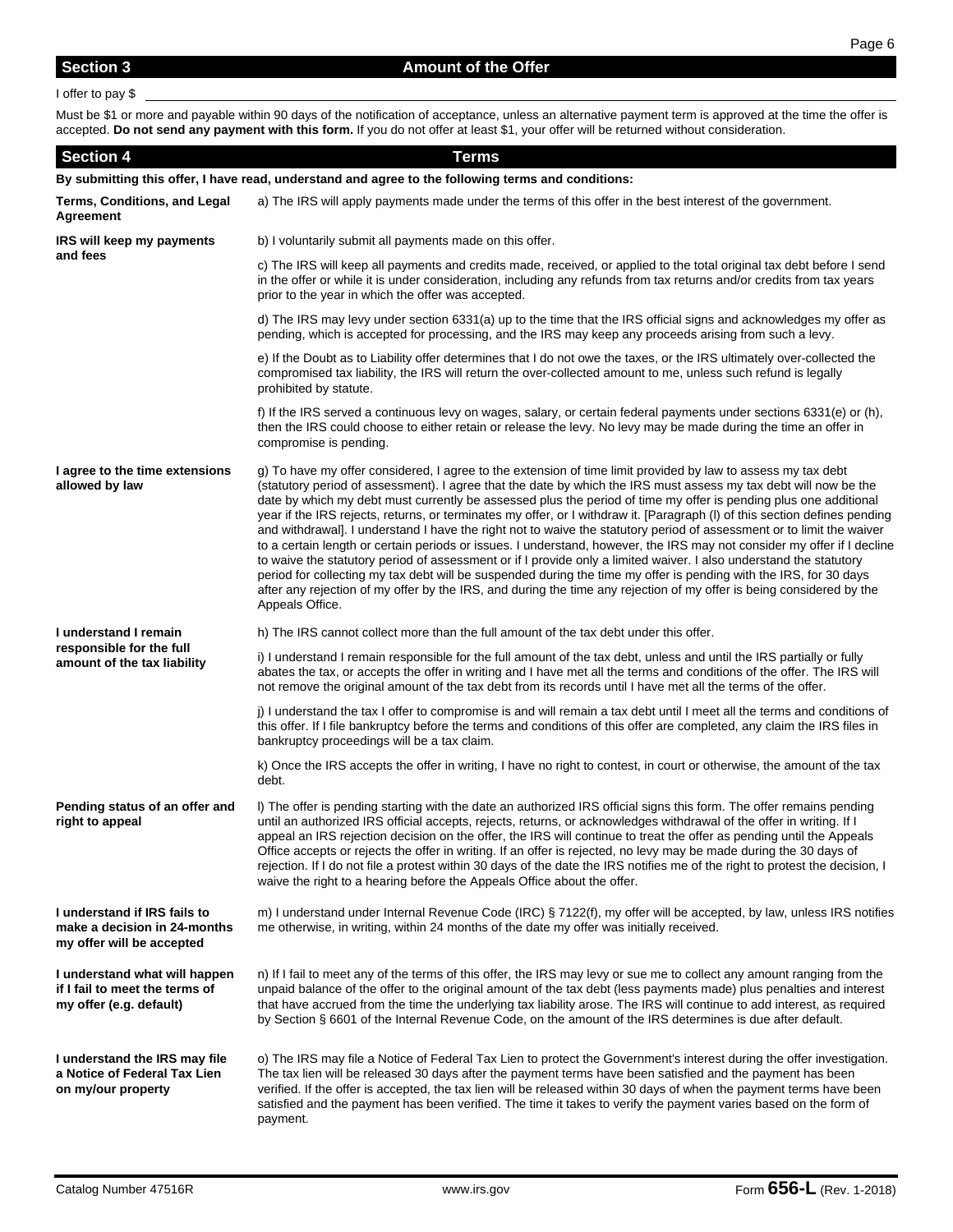## Section 3 Amount of the Offer

I offer to pay $ ______________________________

Must be $1 or more and payable within 90 days of the notification of acceptance, unless an alternative payment term is approved at the time the offer is accepted. **Do not send any payment with this form.** If you do not offer at least $1, your offer will be returned without consideration.

## Section 4 Terms

**By submitting this offer, I have read, understand and agree to the following terms and conditions:**

| | |
|---|---|
| **Terms, Conditions, and Legal Agreement** | a) The IRS will apply payments made under the terms of this offer in the best interest of the government. |
| **IRS will keep my payments and fees** | b) I voluntarily submit all payments made on this offer. |
| | c) The IRS will keep all payments and credits made, received, or applied to the total original tax debt before I send in the offer or while it is under consideration, including any refunds from tax returns and/or credits from tax years prior to the year in which the offer was accepted. |
| | d) The IRS may levy under section 6331(a) up to the time that the IRS official signs and acknowledges my offer as pending, which is accepted for processing, and the IRS may keep any proceeds arising from such a levy. |
| | e) If the Doubt as to Liability offer determines that I do not owe the taxes, or the IRS ultimately over-collected the compromised tax liability, the IRS will return the over-collected amount to me, unless such refund is legally prohibited by statute. |
| | f) If the IRS served a continuous levy on wages, salary, or certain federal payments under sections 6331(e) or (h), then the IRS could choose to either retain or release the levy. No levy may be made during the time an offer in compromise is pending. |
| **I agree to the time extensions allowed by law** | g) To have my offer considered, I agree to the extension of time limit provided by law to assess my tax debt (statutory period of assessment). I agree that the date by which the IRS must assess my tax debt will now be the date by which my debt must currently be assessed plus the period of time my offer is pending plus one additional year if the IRS rejects, returns, or terminates my offer, or I withdraw it. [Paragraph (l) of this section defines pending and withdrawal]. I understand I have the right not to waive the statutory period of assessment or to limit the waiver to a certain length or certain periods or issues. I understand, however, the IRS may not consider my offer if I decline to waive the statutory period of assessment or if I provide only a limited waiver. I also understand the statutory period for collecting my tax debt will be suspended during the time my offer is pending with the IRS, for 30 days after any rejection of my offer by the IRS, and during the time any rejection of my offer is being considered by the Appeals Office. |
| **I understand I remain responsible for the full amount of the tax liability** | h) The IRS cannot collect more than the full amount of the tax debt under this offer. |
| | i) I understand I remain responsible for the full amount of the tax debt, unless and until the IRS partially or fully abates the tax, or accepts the offer in writing and I have met all the terms and conditions of the offer. The IRS will not remove the original amount of the tax debt from its records until I have met all the terms of the offer. |
| | j) I understand the tax I offer to compromise is and will remain a tax debt until I meet all the terms and conditions of this offer. If I file bankruptcy before the terms and conditions of this offer are completed, any claim the IRS files in bankruptcy proceedings will be a tax claim. |
| | k) Once the IRS accepts the offer in writing, I have no right to contest, in court or otherwise, the amount of the tax debt. |
| **Pending status of an offer and right to appeal** | l) The offer is pending starting with the date an authorized IRS official signs this form. The offer remains pending until an authorized IRS official accepts, rejects, returns, or acknowledges withdrawal of the offer in writing. If I appeal an IRS rejection decision on the offer, the IRS will continue to treat the offer as pending until the Appeals Office accepts or rejects the offer in writing. If an offer is rejected, no levy may be made during the 30 days of rejection. If I do not file a protest within 30 days of the date the IRS notifies me of the right to protest the decision, I waive the right to a hearing before the Appeals Office about the offer. |
| **I understand if IRS fails to make a decision in 24-months my offer will be accepted** | m) I understand under Internal Revenue Code (IRC) § 7122(f), my offer will be accepted, by law, unless IRS notifies me otherwise, in writing, within 24 months of the date my offer was initially received. |
| **I understand what will happen if I fail to meet the terms of my offer (e.g. default)** | n) If I fail to meet any of the terms of this offer, the IRS may levy or sue me to collect any amount ranging from the unpaid balance of the offer to the original amount of the tax debt (less payments made) plus penalties and interest that have accrued from the time the underlying tax liability arose. The IRS will continue to add interest, as required by Section § 6601 of the Internal Revenue Code, on the amount of the IRS determines is due after default. |
| **I understand the IRS may file a Notice of Federal Tax Lien on my/our property** | o) The IRS may file a Notice of Federal Tax Lien to protect the Government's interest during the offer investigation. The tax lien will be released 30 days after the payment terms have been satisfied and the payment has been verified. If the offer is accepted, the tax lien will be released within 30 days of when the payment terms have been satisfied and the payment has been verified. The time it takes to verify the payment varies based on the form of payment. |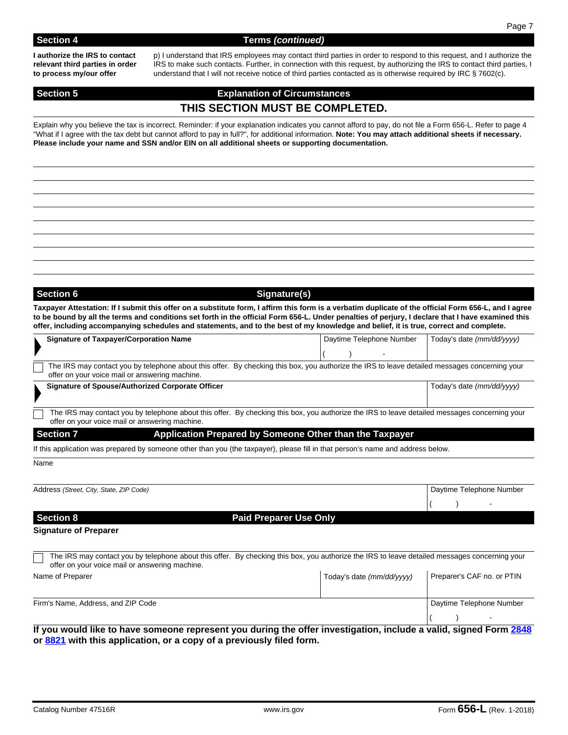## Section 4 — Terms *(continued)*

**I authorize the IRS to contact relevant third parties in order to process my/our offer**

p) I understand that IRS employees may contact third parties in order to respond to this request, and I authorize the IRS to make such contacts. Further, in connection with this request, by authorizing the IRS to contact third parties, I understand that I will not receive notice of third parties contacted as is otherwise required by IRC § 7602(c).

## Section 5 — Explanation of Circumstances

**THIS SECTION MUST BE COMPLETED.**

Explain why you believe the tax is incorrect. Reminder: if your explanation indicates you cannot afford to pay, do not file a Form 656-L. Refer to page 4 "What if I agree with the tax debt but cannot afford to pay in full?", for additional information. **Note: You may attach additional sheets if necessary. Please include your name and SSN and/or EIN on all additional sheets or supporting documentation.**

## Section 6 — Signature(s)

**Taxpayer Attestation: If I submit this offer on a substitute form, I affirm this form is a verbatim duplicate of the official Form 656-L, and I agree to be bound by all the terms and conditions set forth in the official Form 656-L. Under penalties of perjury, I declare that I have examined this offer, including accompanying schedules and statements, and to the best of my knowledge and belief, it is true, correct and complete.**

| **Signature of Taxpayer/Corporation Name** | Daytime Telephone Number | Today's date *(mm/dd/yyyy)* |
|---|---|---|
| | ( ) - | |

☐ The IRS may contact you by telephone about this offer. By checking this box, you authorize the IRS to leave detailed messages concerning your offer on your voice mail or answering machine.

| **Signature of Spouse/Authorized Corporate Officer** | Today's date *(mm/dd/yyyy)* |
|---|---|
| | |

☐ The IRS may contact you by telephone about this offer. By checking this box, you authorize the IRS to leave detailed messages concerning your offer on your voice mail or answering machine.

## Section 7 — Application Prepared by Someone Other than the Taxpayer

If this application was prepared by someone other than you (the taxpayer), please fill in that person's name and address below.

Name

| Address *(Street, City, State, ZIP Code)* | Daytime Telephone Number |
|---|---|
| | ( ) - |

## Section 8 — Paid Preparer Use Only

**Signature of Preparer**

☐ The IRS may contact you by telephone about this offer. By checking this box, you authorize the IRS to leave detailed messages concerning your offer on your voice mail or answering machine.

| Name of Preparer | Today's date *(mm/dd/yyyy)* | Preparer's CAF no. or PTIN |
|---|---|---|
| | | |

| Firm's Name, Address, and ZIP Code | Daytime Telephone Number |
|---|---|
| | ( ) - |

**If you would like to have someone represent you during the offer investigation, include a valid, signed Form 2848 or 8821 with this application, or a copy of a previously filed form.**

Catalog Number 47516R www.irs.gov Form **656-L** (Rev. 1-2018)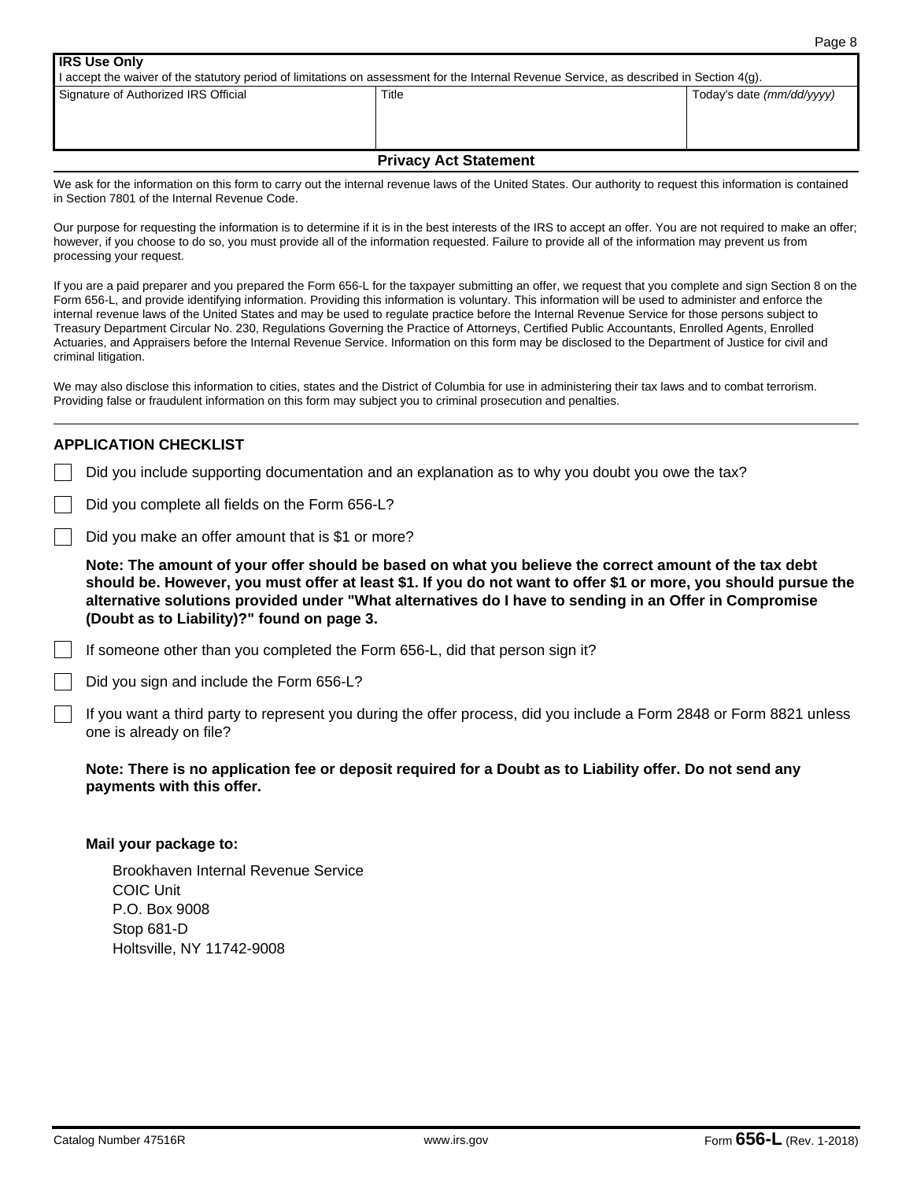**IRS Use Only**

I accept the waiver of the statutory period of limitations on assessment for the Internal Revenue Service, as described in Section 4(g).

| Signature of Authorized IRS Official | Title | Today's date *(mm/dd/yyyy)* |
|---|---|---|
| | | |

## Privacy Act Statement

We ask for the information on this form to carry out the internal revenue laws of the United States. Our authority to request this information is contained in Section 7801 of the Internal Revenue Code.

Our purpose for requesting the information is to determine if it is in the best interests of the IRS to accept an offer. You are not required to make an offer; however, if you choose to do so, you must provide all of the information requested. Failure to provide all of the information may prevent us from processing your request.

If you are a paid preparer and you prepared the Form 656-L for the taxpayer submitting an offer, we request that you complete and sign Section 8 on the Form 656-L, and provide identifying information. Providing this information is voluntary. This information will be used to administer and enforce the internal revenue laws of the United States and may be used to regulate practice before the Internal Revenue Service for those persons subject to Treasury Department Circular No. 230, Regulations Governing the Practice of Attorneys, Certified Public Accountants, Enrolled Agents, Enrolled Actuaries, and Appraisers before the Internal Revenue Service. Information on this form may be disclosed to the Department of Justice for civil and criminal litigation.

We may also disclose this information to cities, states and the District of Columbia for use in administering their tax laws and to combat terrorism. Providing false or fraudulent information on this form may subject you to criminal prosecution and penalties.

## APPLICATION CHECKLIST

- ☐ Did you include supporting documentation and an explanation as to why you doubt you owe the tax?
- ☐ Did you complete all fields on the Form 656-L?
- ☐ Did you make an offer amount that is $1 or more?

**Note: The amount of your offer should be based on what you believe the correct amount of the tax debt should be. However, you must offer at least $1. If you do not want to offer $1 or more, you should pursue the alternative solutions provided under "What alternatives do I have to sending in an Offer in Compromise (Doubt as to Liability)?" found on page 3.**

- ☐ If someone other than you completed the Form 656-L, did that person sign it?
- ☐ Did you sign and include the Form 656-L?
- ☐ If you want a third party to represent you during the offer process, did you include a Form 2848 or Form 8821 unless one is already on file?

**Note: There is no application fee or deposit required for a Doubt as to Liability offer. Do not send any payments with this offer.**

**Mail your package to:**

Brookhaven Internal Revenue Service
COIC Unit
P.O. Box 9008
Stop 681-D
Holtsville, NY 11742-9008

Catalog Number 47516R | www.irs.gov | Form **656-L** (Rev. 1-2018)